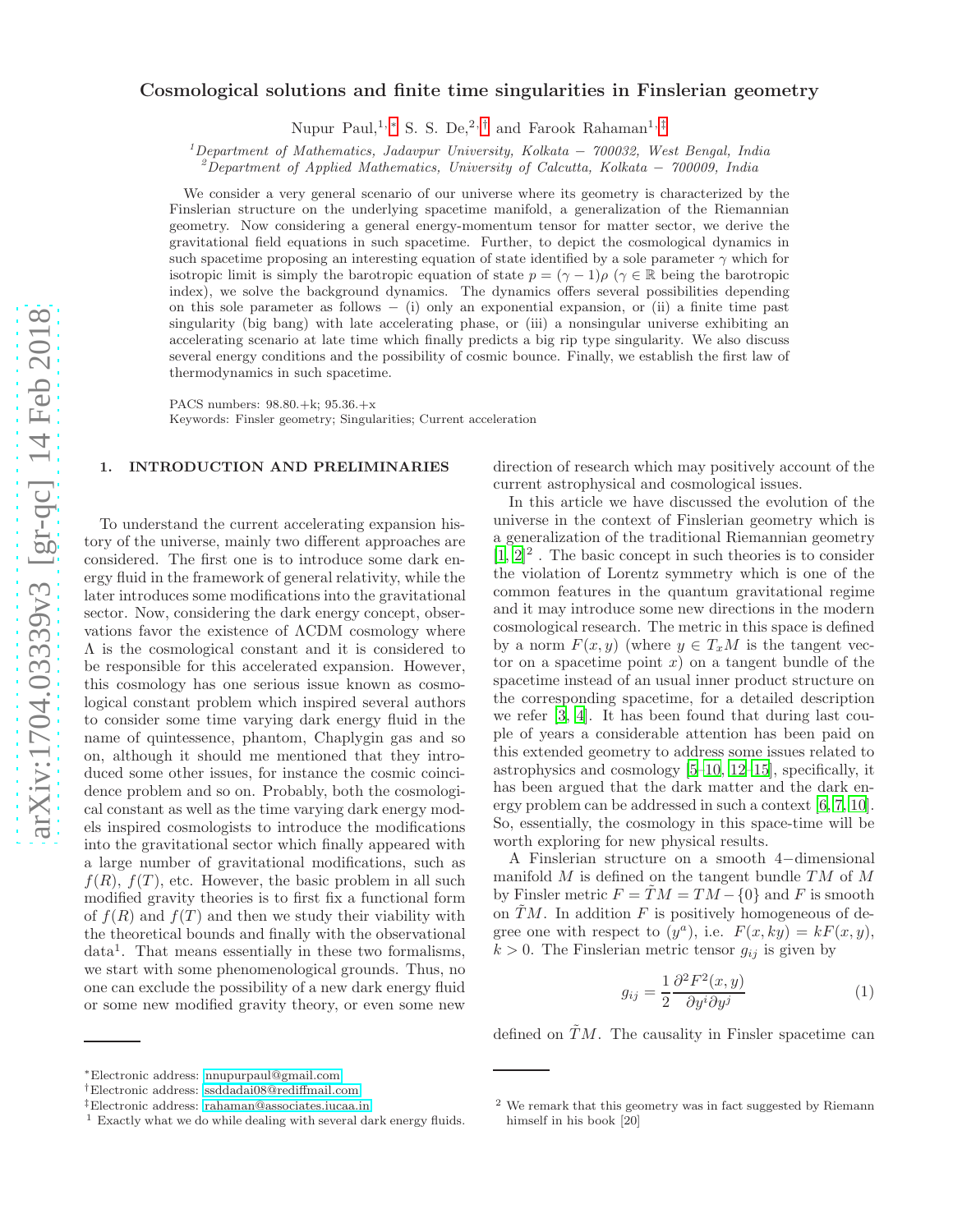# Cosmological solutions and finite time singularities in Finslerian geometry

Nupur Paul,[1,*] S. S. De,[2,†] and Farook Rahaman[1,‡]

[1] *Department of Mathematics, Jadavpur University, Kolkata − 700032, West Bengal, India*
[2] *Department of Applied Mathematics, University of Calcutta, Kolkata − 700009, India*

We consider a very general scenario of our universe where its geometry is characterized by the Finslerian structure on the underlying spacetime manifold, a generalization of the Riemannian geometry. Now considering a general energy-momentum tensor for matter sector, we derive the gravitational field equations in such spacetime. Further, to depict the cosmological dynamics in such spacetime proposing an interesting equation of state identified by a sole parameter $\gamma$ which for isotropic limit is simply the barotropic equation of state $p = (\gamma - 1)\rho$ ($\gamma \in \mathbb{R}$ being the barotropic index), we solve the background dynamics. The dynamics offers several possibilities depending on this sole parameter as follows − (i) only an exponential expansion, or (ii) a finite time past singularity (big bang) with late accelerating phase, or (iii) a nonsingular universe exhibiting an accelerating scenario at late time which finally predicts a big rip type singularity. We also discuss several energy conditions and the possibility of cosmic bounce. Finally, we establish the first law of thermodynamics in such spacetime.

PACS numbers: 98.80.+k; 95.36.+x
Keywords: Finsler geometry; Singularities; Current acceleration

## 1. INTRODUCTION AND PRELIMINARIES

To understand the current accelerating expansion history of the universe, mainly two different approaches are considered. The first one is to introduce some dark energy fluid in the framework of general relativity, while the later introduces some modifications into the gravitational sector. Now, considering the dark energy concept, observations favor the existence of ΛCDM cosmology where Λ is the cosmological constant and it is considered to be responsible for this accelerated expansion. However, this cosmology has one serious issue known as cosmological constant problem which inspired several authors to consider some time varying dark energy fluid in the name of quintessence, phantom, Chaplygin gas and so on, although it should me mentioned that they introduced some other issues, for instance the cosmic coincidence problem and so on. Probably, both the cosmological constant as well as the time varying dark energy models inspired cosmologists to introduce the modifications into the gravitational sector which finally appeared with a large number of gravitational modifications, such as $f(R)$, $f(T)$, etc. However, the basic problem in all such modified gravity theories is to first fix a functional form of $f(R)$ and $f(T)$ and then we study their viability with the theoretical bounds and finally with the observational data[1]. That means essentially in these two formalisms, we start with some phenomenological grounds. Thus, no one can exclude the possibility of a new dark energy fluid or some new modified gravity theory, or even some new direction of research which may positively account of the current astrophysical and cosmological issues.

In this article we have discussed the evolution of the universe in the context of Finslerian geometry which is a generalization of the traditional Riemannian geometry [1, 2][2] . The basic concept in such theories is to consider the violation of Lorentz symmetry which is one of the common features in the quantum gravitational regime and it may introduce some new directions in the modern cosmological research. The metric in this space is defined by a norm $F(x, y)$ (where $y \in T_xM$ is the tangent vector on a spacetime point $x$) on a tangent bundle of the spacetime instead of an usual inner product structure on the corresponding spacetime, for a detailed description we refer [3, 4]. It has been found that during last couple of years a considerable attention has been paid on this extended geometry to address some issues related to astrophysics and cosmology [5–10, 12–15], specifically, it has been argued that the dark matter and the dark energy problem can be addressed in such a context [6, 7, 10]. So, essentially, the cosmology in this space-time will be worth exploring for new physical results.

A Finslerian structure on a smooth 4−dimensional manifold $M$ is defined on the tangent bundle $TM$ of $M$ by Finsler metric $F = \tilde{T}M = TM - \{0\}$ and $F$ is smooth on $\tilde{T}M$. In addition $F$ is positively homogeneous of degree one with respect to $(y^a)$, i.e. $F(x, ky) = kF(x, y)$, $k > 0$. The Finslerian metric tensor $g_{ij}$ is given by

$$g_{ij} = \frac{1}{2}\frac{\partial^2 F^2(x, y)}{\partial y^i \partial y^j} \tag{1}$$

defined on $\tilde{T}M$. The causality in Finsler spacetime can

---

* Electronic address: nnupurpaul@gmail.com
† Electronic address: ssddadai08@rediffmail.com
‡ Electronic address: rahaman@associates.iucaa.in

[1] Exactly what we do while dealing with several dark energy fluids.

[2] We remark that this geometry was in fact suggested by Riemann himself in his book [20]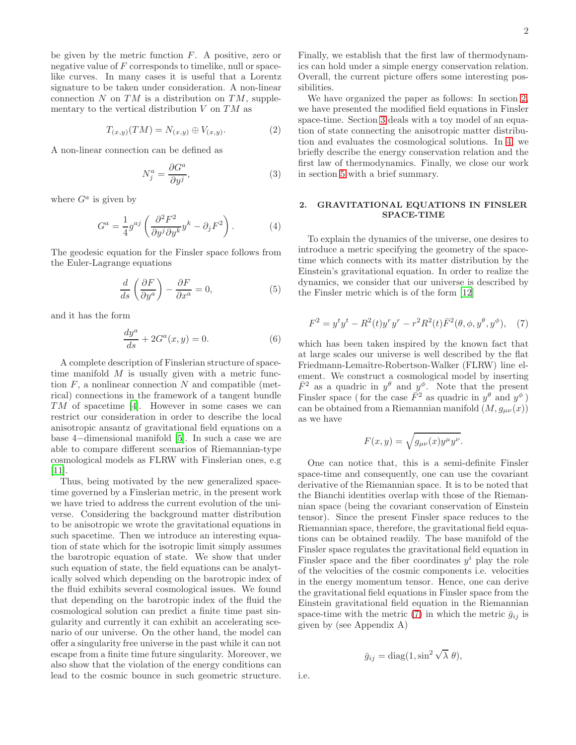be given by the metric function $F$. A positive, zero or negative value of $F$ corresponds to timelike, null or spacelike curves. In many cases it is useful that a Lorentz signature to be taken under consideration. A non-linear connection $N$ on $TM$ is a distribution on $TM$, supplementary to the vertical distribution $V$ on $TM$ as

$$T_{(x,y)}(TM) = N_{(x,y)} \oplus V_{(x,y)}. \tag{2}$$

A non-linear connection can be defined as

$$N^a_j = \frac{\partial G^a}{\partial y^j}, \tag{3}$$

where $G^a$ is given by

$$G^a = \frac{1}{4} g^{aj} \left( \frac{\partial^2 F^2}{\partial y^j \partial y^k} y^k - \partial_j F^2 \right). \tag{4}$$

The geodesic equation for the Finsler space follows from the Euler-Lagrange equations

$$\frac{d}{ds}\left(\frac{\partial F}{\partial y^a}\right) - \frac{\partial F}{\partial x^a} = 0, \tag{5}$$

and it has the form

$$\frac{dy^a}{ds} + 2G^a(x, y) = 0. \tag{6}$$

A complete description of Finslerian structure of spacetime manifold $M$ is usually given with a metric function $F$, a nonlinear connection $N$ and compatible (metrical) connections in the framework of a tangent bundle $TM$ of spacetime [4]. However in some cases we can restrict our consideration in order to describe the local anisotropic ansantz of gravitational field equations on a base 4−dimensional manifold [5]. In such a case we are able to compare different scenarios of Riemannian-type cosmological models as FLRW with Finslerian ones, e.g [11].

Thus, being motivated by the new generalized spacetime governed by a Finslerian metric, in the present work we have tried to address the current evolution of the universe. Considering the background matter distribution to be anisotropic we wrote the gravitational equations in such spacetime. Then we introduce an interesting equation of state which for the isotropic limit simply assumes the barotropic equation of state. We show that under such equation of state, the field equations can be analytically solved which depending on the barotropic index of the fluid exhibits several cosmological issues. We found that depending on the barotropic index of the fluid the cosmological solution can predict a finite time past singularity and currently it can exhibit an accelerating scenario of our universe. On the other hand, the model can offer a singularity free universe in the past while it can not escape from a finite time future singularity. Moreover, we also show that the violation of the energy conditions can lead to the cosmic bounce in such geometric structure. Finally, we establish that the first law of thermodynamics can hold under a simple energy conservation relation. Overall, the current picture offers some interesting possibilities.

We have organized the paper as follows: In section 2, we have presented the modified field equations in Finsler space-time. Section 3 deals with a toy model of an equation of state connecting the anisotropic matter distribution and evaluates the cosmological solutions. In 4, we briefly describe the energy conservation relation and the first law of thermodynamics. Finally, we close our work in section 5 with a brief summary.

## 2. GRAVITATIONAL EQUATIONS IN FINSLER SPACE-TIME

To explain the dynamics of the universe, one desires to introduce a metric specifying the geometry of the spacetime which connects with its matter distribution by the Einstein's gravitational equation. In order to realize the dynamics, we consider that our universe is described by the Finsler metric which is of the form [12]

$$F^2 = y^t y^t - R^2(t) y^r y^r - r^2 R^2(t) \bar{F}^2(\theta, \phi, y^\theta, y^\phi), \tag{7}$$

which has been taken inspired by the known fact that at large scales our universe is well described by the flat Friedmann-Lemaître-Robertson-Walker (FLRW) line element. We construct a cosmological model by inserting $\bar{F}^2$ as a quadric in $y^\theta$ and $y^\phi$. Note that the present Finsler space ( for the case $\bar{F}^2$ as quadric in $y^\theta$ and $y^\phi$ ) can be obtained from a Riemannian manifold $(M, g_{\mu\nu}(x))$ as we have

$$F(x, y) = \sqrt{g_{\mu\nu}(x) y^\mu y^\nu}.$$

One can notice that, this is a semi-definite Finsler space-time and consequently, one can use the covariant derivative of the Riemannian space. It is to be noted that the Bianchi identities overlap with those of the Riemannian space (being the covariant conservation of Einstein tensor). Since the present Finsler space reduces to the Riemannian space, therefore, the gravitational field equations can be obtained readily. The base manifold of the Finsler space regulates the gravitational field equation in Finsler space and the fiber coordinates $y^i$ play the role of the velocities of the cosmic components i.e. velocities in the energy momentum tensor. Hence, one can derive the gravitational field equations in Finsler space from the Einstein gravitational field equation in the Riemannian space-time with the metric (7) in which the metric $\bar{g}_{ij}$ is given by (see Appendix A)

$$\bar{g}_{ij} = \mathrm{diag}(1, \sin^2 \sqrt{\lambda}\ \theta),$$

i.e.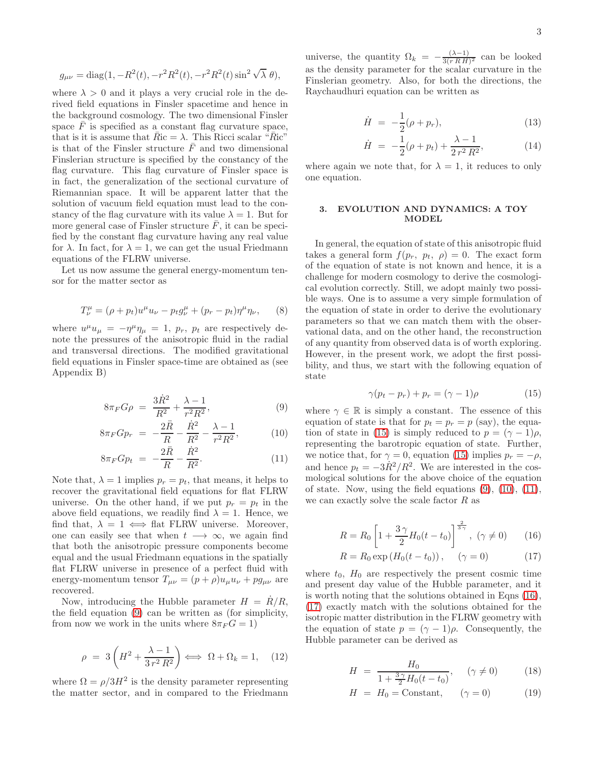$$g_{\mu\nu} = \mathrm{diag}(1, -R^2(t), -r^2 R^2(t), -r^2 R^2(t) \sin^2 \sqrt{\lambda}\, \theta),$$

where $\lambda > 0$ and it plays a very crucial role in the derived field equations in Finsler spacetime and hence in the background cosmology. The two dimensional Finsler space $\bar{F}$ is specified as a constant flag curvature space, that is it is assume that $\bar{R}\mathrm{ic} = \lambda$. This Ricci scalar "$\bar{R}$ic" is that of the Finsler structure $\bar{F}$ and two dimensional Finslerian structure is specified by the constancy of the flag curvature. This flag curvature of Finsler space is in fact, the generalization of the sectional curvature of Riemannian space. It will be apparent latter that the solution of vacuum field equation must lead to the constancy of the flag curvature with its value $\lambda = 1$. But for more general case of Finsler structure $\bar{F}$, it can be specified by the constant flag curvature having any real value for $\lambda$. In fact, for $\lambda = 1$, we can get the usual Friedmann equations of the FLRW universe.

Let us now assume the general energy-momentum tensor for the matter sector as

$$T^{\mu}_{\nu} = (\rho + p_t) u^{\mu} u_{\nu} - p_t g^{\mu}_{\nu} + (p_r - p_t) \eta^{\mu} \eta_{\nu}, \qquad (8)$$

where $u^{\mu} u_{\mu} = -\eta^{\mu}\eta_{\mu} = 1$, $p_r$, $p_t$ are respectively denote the pressures of the anisotropic fluid in the radial and transversal directions. The modified gravitational field equations in Finsler space-time are obtained as (see Appendix B)

$$8\pi_F G \rho \;=\; \frac{3\dot{R}^2}{R^2} + \frac{\lambda - 1}{r^2 R^2}, \qquad (9)$$

$$8\pi_F G p_r \;=\; -\frac{2\ddot{R}}{R} - \frac{\dot{R}^2}{R^2} - \frac{\lambda - 1}{r^2 R^2}, \qquad (10)$$

$$8\pi_F G p_t \;=\; -\frac{2\ddot{R}}{R} - \frac{\dot{R}^2}{R^2}. \qquad (11)$$

Note that, $\lambda = 1$ implies $p_r = p_t$, that means, it helps to recover the gravitational field equations for flat FLRW universe. On the other hand, if we put $p_r = p_t$ in the above field equations, we readily find $\lambda = 1$. Hence, we find that, $\lambda = 1 \Longleftrightarrow$ flat FLRW universe. Moreover, one can easily see that when $t \longrightarrow \infty$, we again find that both the anisotropic pressure components become equal and the usual Friedmann equations in the spatially flat FLRW universe in presence of a perfect fluid with energy-momentum tensor $T_{\mu\nu} = (p + \rho) u_{\mu} u_{\nu} + p g_{\mu\nu}$ are recovered.

Now, introducing the Hubble parameter $H = \dot{R}/R$, the field equation (9) can be written as (for simplicity, from now we work in the units where $8\pi_F G = 1$)

$$\rho \;=\; 3\left(H^2 + \frac{\lambda - 1}{3\, r^2 R^2}\right) \Longleftrightarrow \Omega + \Omega_k = 1, \qquad (12)$$

where $\Omega = \rho/3H^2$ is the density parameter representing the matter sector, and in compared to the Friedmann universe, the quantity $\Omega_k = -\frac{(\lambda - 1)}{3(r\, R\, H)^2}$ can be looked as the density parameter for the scalar curvature in the Finslerian geometry. Also, for both the directions, the Raychaudhuri equation can be written as

$$\dot{H} \;=\; -\frac{1}{2}(\rho + p_r), \qquad (13)$$

$$\dot{H} \;=\; -\frac{1}{2}(\rho + p_t) + \frac{\lambda - 1}{2\, r^2 R^2}, \qquad (14)$$

where again we note that, for $\lambda = 1$, it reduces to only one equation.

## 3. EVOLUTION AND DYNAMICS: A TOY MODEL

In general, the equation of state of this anisotropic fluid takes a general form $f(p_r,\ p_t,\ \rho) = 0$. The exact form of the equation of state is not known and hence, it is a challenge for modern cosmology to derive the cosmological evolution correctly. Still, we adopt mainly two possible ways. One is to assume a very simple formulation of the equation of state in order to derive the evolutionary parameters so that we can match them with the observational data, and on the other hand, the reconstruction of any quantity from observed data is of worth exploring. However, in the present work, we adopt the first possibility, and thus, we start with the following equation of state

$$\gamma(p_t - p_r) + p_r = (\gamma - 1)\rho \qquad (15)$$

where $\gamma \in \mathbb{R}$ is simply a constant. The essence of this equation of state is that for $p_t = p_r = p$ (say), the equation of state in (15) is simply reduced to $p = (\gamma - 1)\rho$, representing the barotropic equation of state. Further, we notice that, for $\gamma = 0$, equation (15) implies $p_r = -\rho$, and hence $p_t = -3\dot{R}^2/R^2$. We are interested in the cosmological solutions for the above choice of the equation of state. Now, using the field equations (9), (10), (11), we can exactly solve the scale factor $R$ as

$$R = R_0 \left[1 + \frac{3\,\gamma}{2} H_0 (t - t_0)\right]^{\frac{2}{3\gamma}},\ (\gamma \neq 0) \qquad (16)$$

$$R = R_0 \exp\left(H_0 (t - t_0)\right), \quad (\gamma = 0) \qquad (17)$$

where $t_0$, $H_0$ are respectively the present cosmic time and present day value of the Hubble parameter, and it is worth noting that the solutions obtained in Eqns (16), (17) exactly match with the solutions obtained for the isotropic matter distribution in the FLRW geometry with the equation of state $p = (\gamma - 1)\rho$. Consequently, the Hubble parameter can be derived as

$$H \;=\; \frac{H_0}{1 + \frac{3\,\gamma}{2} H_0 (t - t_0)}, \quad (\gamma \neq 0) \qquad (18)$$

$$H \;=\; H_0 = \text{Constant}, \quad (\gamma = 0) \qquad (19)$$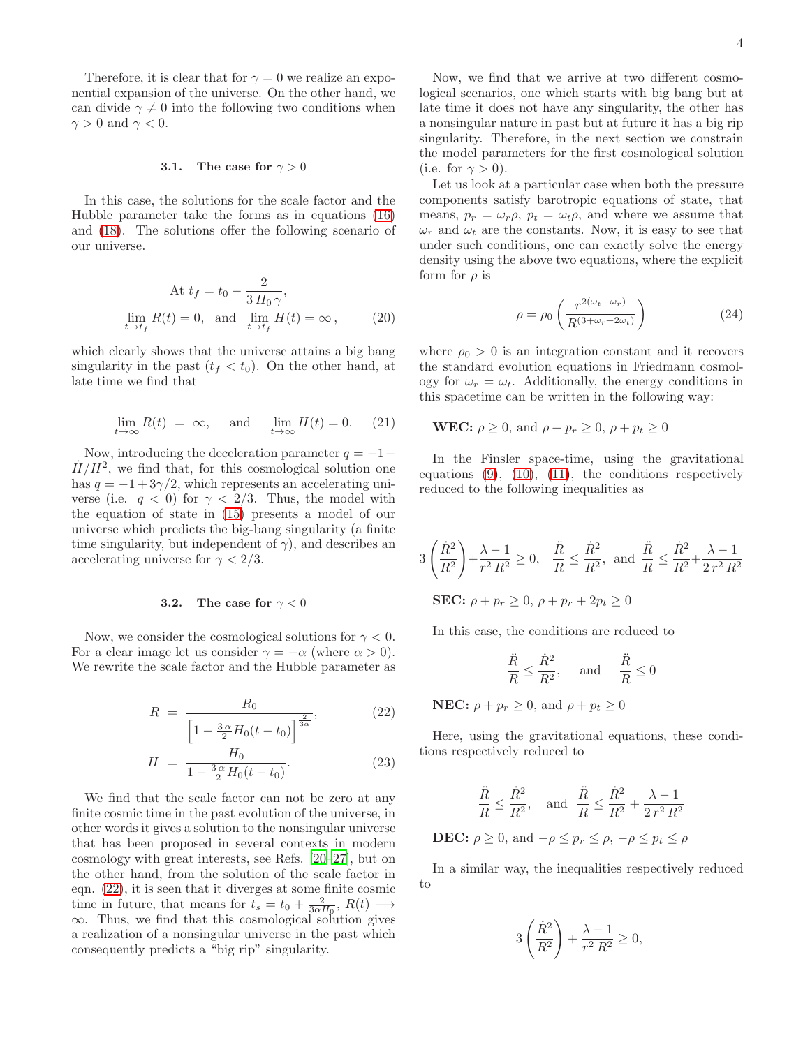Therefore, it is clear that for $\gamma = 0$ we realize an exponential expansion of the universe. On the other hand, we can divide $\gamma \neq 0$ into the following two conditions when $\gamma > 0$ and $\gamma < 0$.

### 3.1. The case for $\gamma > 0$

In this case, the solutions for the scale factor and the Hubble parameter take the forms as in equations (16) and (18). The solutions offer the following scenario of our universe.

$$\text{At } t_f = t_0 - \frac{2}{3\,H_0\,\gamma},$$
$$\lim_{t\to t_f} R(t) = 0, \quad \text{and} \quad \lim_{t\to t_f} H(t) = \infty\,, \tag{20}$$

which clearly shows that the universe attains a big bang singularity in the past ($t_f < t_0$). On the other hand, at late time we find that

$$\lim_{t\to\infty} R(t) \;=\; \infty, \quad \text{and} \quad \lim_{t\to\infty} H(t) = 0. \tag{21}$$

Now, introducing the deceleration parameter $q = -1 - \dot{H}/H^2$, we find that, for this cosmological solution one has $q = -1 + 3\gamma/2$, which represents an accelerating universe (i.e. $q < 0$) for $\gamma < 2/3$. Thus, the model with the equation of state in (15) presents a model of our universe which predicts the big-bang singularity (a finite time singularity, but independent of $\gamma$), and describes an accelerating universe for $\gamma < 2/3$.

### 3.2. The case for $\gamma < 0$

Now, we consider the cosmological solutions for $\gamma < 0$. For a clear image let us consider $\gamma = -\alpha$ (where $\alpha > 0$). We rewrite the scale factor and the Hubble parameter as

$$R \;=\; \frac{R_0}{\left[1 - \frac{3\,\alpha}{2} H_0 (t - t_0)\right]^{\frac{2}{3\alpha}}}, \tag{22}$$

$$H \;=\; \frac{H_0}{1 - \frac{3\,\alpha}{2} H_0 (t - t_0)}. \tag{23}$$

We find that the scale factor can not be zero at any finite cosmic time in the past evolution of the universe, in other words it gives a solution to the nonsingular universe that has been proposed in several contexts in modern cosmology with great interests, see Refs. [20–27], but on the other hand, from the solution of the scale factor in eqn. (22), it is seen that it diverges at some finite cosmic time in future, that means for $t_s = t_0 + \frac{2}{3\alpha H_0}$, $R(t) \longrightarrow \infty$. Thus, we find that this cosmological solution gives a realization of a nonsingular universe in the past which consequently predicts a "big rip" singularity.

Now, we find that we arrive at two different cosmological scenarios, one which starts with big bang but at late time it does not have any singularity, the other has a nonsingular nature in past but at future it has a big rip singularity. Therefore, in the next section we constrain the model parameters for the first cosmological solution (i.e. for $\gamma > 0$).

Let us look at a particular case when both the pressure components satisfy barotropic equations of state, that means, $p_r = \omega_r \rho$, $p_t = \omega_t \rho$, and where we assume that $\omega_r$ and $\omega_t$ are the constants. Now, it is easy to see that under such conditions, one can exactly solve the energy density using the above two equations, where the explicit form for $\rho$ is

$$\rho = \rho_0 \left(\frac{r^{2(\omega_t - \omega_r)}}{R^{(3+\omega_r+2\omega_t)}}\right) \tag{24}$$

where $\rho_0 > 0$ is an integration constant and it recovers the standard evolution equations in Friedmann cosmology for $\omega_r = \omega_t$. Additionally, the energy conditions in this spacetime can be written in the following way:

**WEC:** $\rho \geq 0$, and $\rho + p_r \geq 0$, $\rho + p_t \geq 0$

In the Finsler space-time, using the gravitational equations (9), (10), (11), the conditions respectively reduced to the following inequalities as

$$3\left(\frac{\dot{R}^2}{R^2}\right) + \frac{\lambda - 1}{r^2\,R^2} \geq 0, \quad \frac{\ddot{R}}{R} \leq \frac{\dot{R}^2}{R^2}, \text{ and } \frac{\ddot{R}}{R} \leq \frac{\dot{R}^2}{R^2} + \frac{\lambda - 1}{2\,r^2\,R^2}$$

**SEC:** $\rho + p_r \geq 0$, $\rho + p_r + 2p_t \geq 0$

In this case, the conditions are reduced to

$$\frac{\ddot{R}}{R} \leq \frac{\dot{R}^2}{R^2}, \quad \text{and} \quad \frac{\ddot{R}}{R} \leq 0$$

**NEC:** $\rho + p_r \geq 0$, and $\rho + p_t \geq 0$

Here, using the gravitational equations, these conditions respectively reduced to

$$\frac{\ddot{R}}{R} \leq \frac{\dot{R}^2}{R^2}, \quad \text{and} \quad \frac{\ddot{R}}{R} \leq \frac{\dot{R}^2}{R^2} + \frac{\lambda - 1}{2\,r^2\,R^2}$$

**DEC:** $\rho \geq 0$, and $-\rho \leq p_r \leq \rho$, $-\rho \leq p_t \leq \rho$

In a similar way, the inequalities respectively reduced to

$$3\left(\frac{\dot{R}^2}{R^2}\right) + \frac{\lambda - 1}{r^2\,R^2} \geq 0,$$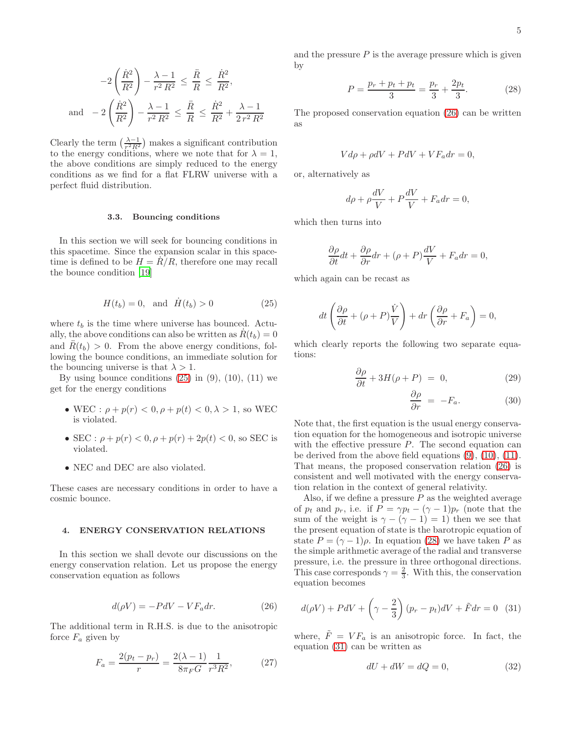$$-2\left(\frac{\dot{R}^2}{R^2}\right) - \frac{\lambda-1}{r^2\,R^2} \leq \frac{\ddot{R}}{R} \leq \frac{\dot{R}^2}{R^2},$$

$$\text{and} \quad -2\left(\frac{\dot{R}^2}{R^2}\right) - \frac{\lambda-1}{r^2\,R^2} \leq \frac{\ddot{R}}{R} \leq \frac{\dot{R}^2}{R^2} + \frac{\lambda-1}{2\,r^2\,R^2}$$

Clearly the term $\left(\frac{\lambda-1}{r^2 R^2}\right)$ makes a significant contribution to the energy conditions, where we note that for $\lambda = 1$, the above conditions are simply reduced to the energy conditions as we find for a flat FLRW universe with a perfect fluid distribution.

### 3.3. Bouncing conditions

In this section we will seek for bouncing conditions in this spacetime. Since the expansion scalar in this spacetime is defined to be $H = \dot{R}/R$, therefore one may recall the bounce condition [19]

$$H(t_b) = 0, \ \text{ and } \ \dot{H}(t_b) > 0 \tag{25}$$

where $t_b$ is the time where universe has bounced. Actually, the above conditions can also be written as $\dot{R}(t_b) = 0$ and $\ddot{R}(t_b) > 0$. From the above energy conditions, following the bounce conditions, an immediate solution for the bouncing universe is that $\lambda > 1$.

By using bounce conditions (25) in (9), (10), (11) we get for the energy conditions

- WEC : $\rho + p(r) < 0, \rho + p(t) < 0, \lambda > 1$, so WEC is violated.
- SEC : $\rho + p(r) < 0, \rho + p(r) + 2p(t) < 0$, so SEC is violated.
- NEC and DEC are also violated.

These cases are necessary conditions in order to have a cosmic bounce.

## 4. ENERGY CONSERVATION RELATIONS

In this section we shall devote our discussions on the energy conservation relation. Let us propose the energy conservation equation as follows

$$d(\rho V) = -PdV - VF_a dr. \tag{26}$$

The additional term in R.H.S. is due to the anisotropic force $F_a$ given by

$$F_a = \frac{2(p_t - p_r)}{r} = \frac{2(\lambda - 1)}{8\pi_F G}\frac{1}{r^3 R^2}, \tag{27}$$

and the pressure $P$ is the average pressure which is given by

$$P = \frac{p_r + p_t + p_t}{3} = \frac{p_r}{3} + \frac{2p_t}{3}. \tag{28}$$

The proposed conservation equation (26) can be written as

$$Vd\rho + \rho dV + PdV + VF_a dr = 0,$$

or, alternatively as

$$d\rho + \rho\frac{dV}{V} + P\frac{dV}{V} + F_a dr = 0,$$

which then turns into

$$\frac{\partial\rho}{\partial t}dt + \frac{\partial\rho}{\partial r}dr + (\rho + P)\frac{dV}{V} + F_a dr = 0,$$

which again can be recast as

$$dt\left(\frac{\partial\rho}{\partial t} + (\rho + P)\frac{\dot{V}}{V}\right) + dr\left(\frac{\partial\rho}{\partial r} + F_a\right) = 0,$$

which clearly reports the following two separate equations:

$$\frac{\partial\rho}{\partial t} + 3H(\rho + P) \ = \ 0, \tag{29}$$

$$\frac{\partial\rho}{\partial r} \ = \ -F_a. \tag{30}$$

Note that, the first equation is the usual energy conservation equation for the homogeneous and isotropic universe with the effective pressure $P$. The second equation can be derived from the above field equations (9), (10), (11). That means, the proposed conservation relation (26) is consistent and well motivated with the energy conservation relation in the context of general relativity.

Also, if we define a pressure $P$ as the weighted average of $p_t$ and $p_r$, i.e. if $P = \gamma p_t - (\gamma - 1)p_r$ (note that the sum of the weight is $\gamma - (\gamma - 1) = 1$) then we see that the present equation of state is the barotropic equation of state $P = (\gamma - 1)\rho$. In equation (28) we have taken $P$ as the simple arithmetic average of the radial and transverse pressure, i.e. the pressure in three orthogonal directions. This case corresponds $\gamma = \frac{2}{3}$. With this, the conservation equation becomes

$$d(\rho V) + PdV + \left(\gamma - \frac{2}{3}\right)(p_r - p_t)dV + \tilde{F}dr = 0 \tag{31}$$

where, $\tilde{F} = VF_a$ is an anisotropic force. In fact, the equation (31) can be written as

$$dU + dW = dQ = 0, \tag{32}$$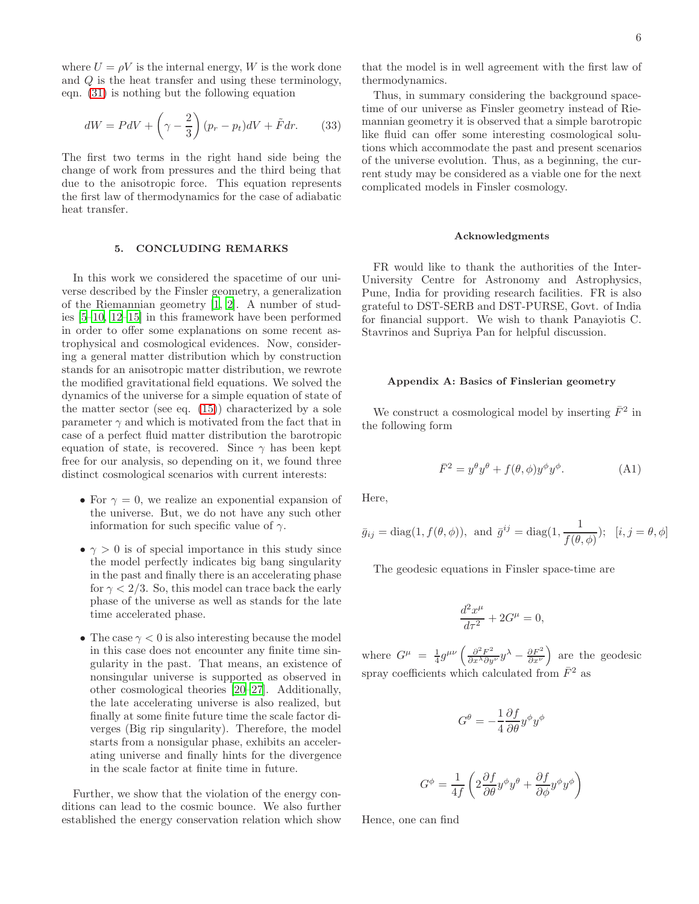where $U = \rho V$ is the internal energy, $W$ is the work done and $Q$ is the heat transfer and using these terminology, eqn. (31) is nothing but the following equation

$$dW = PdV + \left(\gamma - \frac{2}{3}\right)(p_r - p_t)dV + \tilde{F}dr. \quad (33)$$

The first two terms in the right hand side being the change of work from pressures and the third being that due to the anisotropic force. This equation represents the first law of thermodynamics for the case of adiabatic heat transfer.

## 5. CONCLUDING REMARKS

In this work we considered the spacetime of our universe described by the Finsler geometry, a generalization of the Riemannian geometry [1, 2]. A number of studies [5–10, 12–15] in this framework have been performed in order to offer some explanations on some recent astrophysical and cosmological evidences. Now, considering a general matter distribution which by construction stands for an anisotropic matter distribution, we rewrote the modified gravitational field equations. We solved the dynamics of the universe for a simple equation of state of the matter sector (see eq. (15)) characterized by a sole parameter $\gamma$ and which is motivated from the fact that in case of a perfect fluid matter distribution the barotropic equation of state, is recovered. Since $\gamma$ has been kept free for our analysis, so depending on it, we found three distinct cosmological scenarios with current interests:

- For $\gamma = 0$, we realize an exponential expansion of the universe. But, we do not have any such other information for such specific value of $\gamma$.
- $\gamma > 0$ is of special importance in this study since the model perfectly indicates big bang singularity in the past and finally there is an accelerating phase for $\gamma < 2/3$. So, this model can trace back the early phase of the universe as well as stands for the late time accelerated phase.
- The case $\gamma < 0$ is also interesting because the model in this case does not encounter any finite time singularity in the past. That means, an existence of nonsingular universe is supported as observed in other cosmological theories [20–27]. Additionally, the late accelerating universe is also realized, but finally at some finite future time the scale factor diverges (Big rip singularity). Therefore, the model starts from a nonsingular phase, exhibits an accelerating universe and finally hints for the divergence in the scale factor at finite time in future.

Further, we show that the violation of the energy conditions can lead to the cosmic bounce. We also further established the energy conservation relation which show that the model is in well agreement with the first law of thermodynamics.

Thus, in summary considering the background spacetime of our universe as Finsler geometry instead of Riemannian geometry it is observed that a simple barotropic like fluid can offer some interesting cosmological solutions which accommodate the past and present scenarios of the universe evolution. Thus, as a beginning, the current study may be considered as a viable one for the next complicated models in Finsler cosmology.

### Acknowledgments

FR would like to thank the authorities of the Inter-University Centre for Astronomy and Astrophysics, Pune, India for providing research facilities. FR is also grateful to DST-SERB and DST-PURSE, Govt. of India for financial support. We wish to thank Panayiotis C. Stavrinos and Supriya Pan for helpful discussion.

### Appendix A: Basics of Finslerian geometry

We construct a cosmological model by inserting $\bar{F}^2$ in the following form

$$\bar{F}^2 = y^\theta y^\theta + f(\theta, \phi) y^\phi y^\phi. \quad (A1)$$

Here,

$$\bar{g}_{ij} = \text{diag}(1, f(\theta, \phi)), \text{ and } \bar{g}^{ij} = \text{diag}(1, \frac{1}{f(\theta, \phi)}); \quad [i, j = \theta, \phi]$$

The geodesic equations in Finsler space-time are

$$\frac{d^2 x^\mu}{d\tau^2} + 2G^\mu = 0,$$

where $G^\mu = \frac{1}{4} g^{\mu\nu}\left(\frac{\partial^2 F^2}{\partial x^\lambda \partial y^\nu} y^\lambda - \frac{\partial F^2}{\partial x^\nu}\right)$ are the geodesic spray coefficients which calculated from $\bar{F}^2$ as

$$G^\theta = -\frac{1}{4}\frac{\partial f}{\partial \theta} y^\phi y^\phi$$

$$G^\phi = \frac{1}{4f}\left(2\frac{\partial f}{\partial \theta} y^\phi y^\theta + \frac{\partial f}{\partial \phi} y^\phi y^\phi\right)$$

Hence, one can find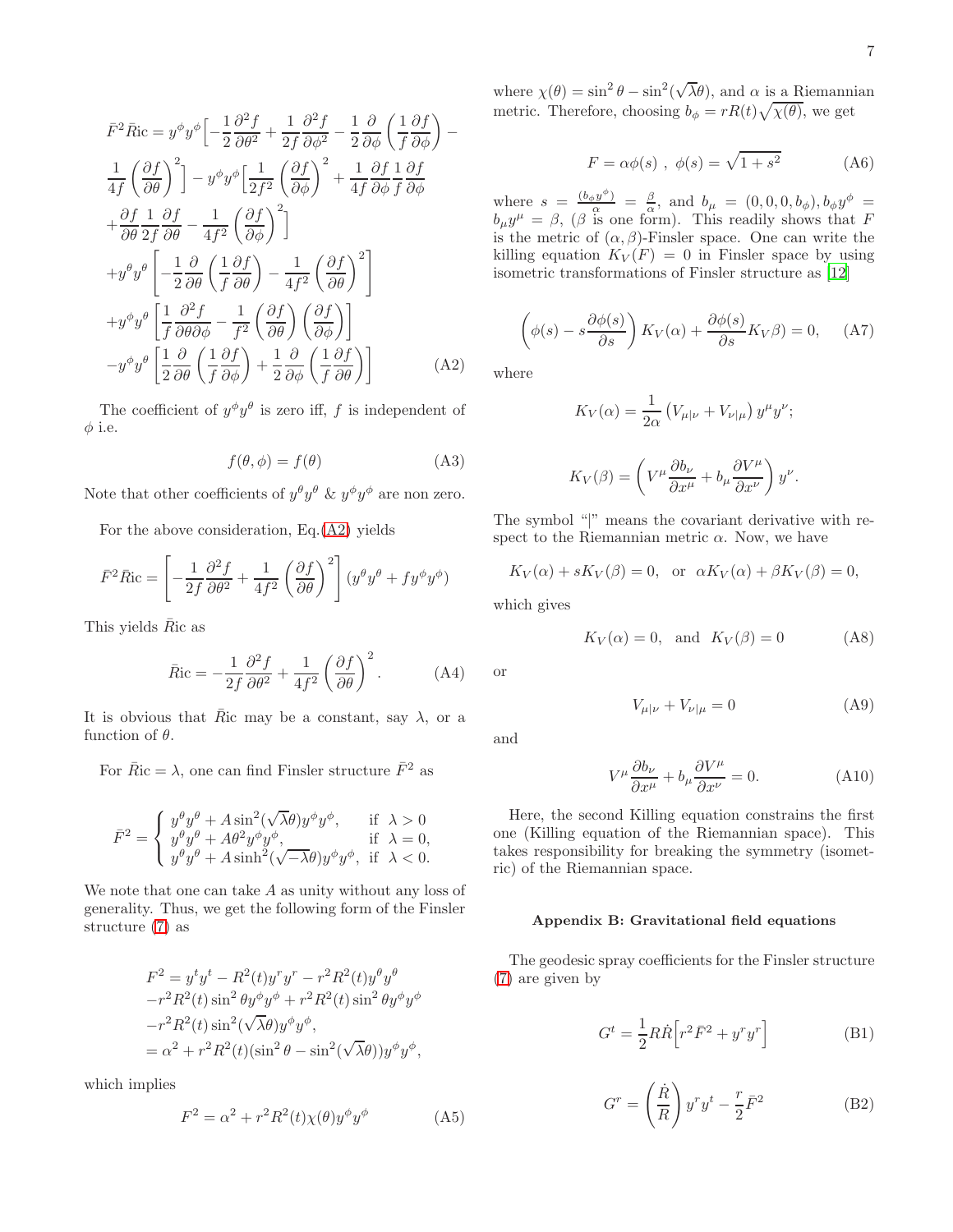$$
\begin{aligned}
\bar{F}^2\bar{R}\text{ic} &= y^\phi y^\phi\Big[-\frac{1}{2}\frac{\partial^2 f}{\partial\theta^2}+\frac{1}{2f}\frac{\partial^2 f}{\partial\phi^2}-\frac{1}{2}\frac{\partial}{\partial\phi}\left(\frac{1}{f}\frac{\partial f}{\partial\phi}\right)-\\
&\frac{1}{4f}\left(\frac{\partial f}{\partial\theta}\right)^2\Big]-y^\phi y^\phi\Big[\frac{1}{2f^2}\left(\frac{\partial f}{\partial\phi}\right)^2+\frac{1}{4f}\frac{\partial f}{\partial\phi}\frac{1}{f}\frac{\partial f}{\partial\phi}\\
&+\frac{\partial f}{\partial\theta}\frac{1}{2f}\frac{\partial f}{\partial\theta}-\frac{1}{4f^2}\left(\frac{\partial f}{\partial\phi}\right)^2\Big]\\
&+y^\theta y^\theta\left[-\frac{1}{2}\frac{\partial}{\partial\theta}\left(\frac{1}{f}\frac{\partial f}{\partial\theta}\right)-\frac{1}{4f^2}\left(\frac{\partial f}{\partial\theta}\right)^2\right]\\
&+y^\phi y^\theta\left[\frac{1}{f}\frac{\partial^2 f}{\partial\theta\partial\phi}-\frac{1}{f^2}\left(\frac{\partial f}{\partial\theta}\right)\left(\frac{\partial f}{\partial\phi}\right)\right]\\
&-y^\phi y^\theta\left[\frac{1}{2}\frac{\partial}{\partial\theta}\left(\frac{1}{f}\frac{\partial f}{\partial\phi}\right)+\frac{1}{2}\frac{\partial}{\partial\phi}\left(\frac{1}{f}\frac{\partial f}{\partial\theta}\right)\right] \qquad \text{(A2)}
\end{aligned}
$$

The coefficient of $y^\phi y^\theta$ is zero iff, $f$ is independent of $\phi$ i.e.

$$
f(\theta,\phi) = f(\theta) \qquad \text{(A3)}
$$

Note that other coefficients of $y^\theta y^\theta$ & $y^\phi y^\phi$ are non zero.

For the above consideration, Eq.(A2) yields

$$
\bar{F}^2\bar{R}\text{ic} = \left[-\frac{1}{2f}\frac{\partial^2 f}{\partial\theta^2}+\frac{1}{4f^2}\left(\frac{\partial f}{\partial\theta}\right)^2\right](y^\theta y^\theta + f y^\phi y^\phi)
$$

This yields $\bar{R}\text{ic}$ as

$$
\bar{R}\text{ic} = -\frac{1}{2f}\frac{\partial^2 f}{\partial\theta^2}+\frac{1}{4f^2}\left(\frac{\partial f}{\partial\theta}\right)^2. \qquad \text{(A4)}
$$

It is obvious that $\bar{R}\text{ic}$ may be a constant, say $\lambda$, or a function of $\theta$.

For $\bar{R}\text{ic} = \lambda$, one can find Finsler structure $\bar{F}^2$ as

$$
\bar{F}^2 = \begin{cases} y^\theta y^\theta + A\sin^2(\sqrt{\lambda}\theta)y^\phi y^\phi, & \text{if } \lambda > 0 \\ y^\theta y^\theta + A\theta^2 y^\phi y^\phi, & \text{if } \lambda = 0, \\ y^\theta y^\theta + A\sinh^2(\sqrt{-\lambda}\theta)y^\phi y^\phi, & \text{if } \lambda < 0. \end{cases}
$$

We note that one can take $A$ as unity without any loss of generality. Thus, we get the following form of the Finsler structure (7) as

$$
\begin{aligned}
F^2 &= y^t y^t - R^2(t)y^r y^r - r^2R^2(t)y^\theta y^\theta \\
&-r^2R^2(t)\sin^2\theta y^\phi y^\phi + r^2R^2(t)\sin^2\theta y^\phi y^\phi \\
&-r^2R^2(t)\sin^2(\sqrt{\lambda}\theta)y^\phi y^\phi, \\
&= \alpha^2 + r^2R^2(t)(\sin^2\theta - \sin^2(\sqrt{\lambda}\theta))y^\phi y^\phi,
\end{aligned}
$$

which implies

$$
F^2 = \alpha^2 + r^2R^2(t)\chi(\theta)y^\phi y^\phi \qquad \text{(A5)}
$$

where $\chi(\theta) = \sin^2\theta - \sin^2(\sqrt{\lambda}\theta)$, and $\alpha$ is a Riemannian metric. Therefore, choosing $b_\phi = rR(t)\sqrt{\chi(\theta)}$, we get

$$
F = \alpha\phi(s)\ ,\ \phi(s) = \sqrt{1+s^2} \qquad \text{(A6)}
$$

where $s = \frac{(b_\phi y^\phi)}{\alpha} = \frac{\beta}{\alpha}$, and $b_\mu = (0,0,0,b_\phi), b_\phi y^\phi = b_\mu y^\mu = \beta$, ($\beta$ is one form). This readily shows that $F$ is the metric of $(\alpha,\beta)$-Finsler space. One can write the killing equation $K_V(F) = 0$ in Finsler space by using isometric transformations of Finsler structure as [12]

$$
\left(\phi(s) - s\frac{\partial\phi(s)}{\partial s}\right)K_V(\alpha) + \frac{\partial\phi(s)}{\partial s}K_V\beta) = 0, \qquad \text{(A7)}
$$

where

$$
K_V(\alpha) = \frac{1}{2\alpha}\left(V_{\mu|\nu} + V_{\nu|\mu}\right)y^\mu y^\nu;
$$

$$
K_V(\beta) = \left(V^\mu\frac{\partial b_\nu}{\partial x^\mu} + b_\mu\frac{\partial V^\mu}{\partial x^\nu}\right)y^\nu.
$$

The symbol "|" means the covariant derivative with respect to the Riemannian metric $\alpha$. Now, we have

$$
K_V(\alpha) + sK_V(\beta) = 0, \ \text{ or } \ \alpha K_V(\alpha) + \beta K_V(\beta) = 0,
$$

which gives

$$
K_V(\alpha) = 0, \ \text{ and } \ K_V(\beta) = 0 \qquad \text{(A8)}
$$

or

$$
V_{\mu|\nu} + V_{\nu|\mu} = 0 \qquad \text{(A9)}
$$

and

$$
V^\mu\frac{\partial b_\nu}{\partial x^\mu} + b_\mu\frac{\partial V^\mu}{\partial x^\nu} = 0. \qquad \text{(A10)}
$$

Here, the second Killing equation constrains the first one (Killing equation of the Riemannian space). This takes responsibility for breaking the symmetry (isometric) of the Riemannian space.

### Appendix B: Gravitational field equations

The geodesic spray coefficients for the Finsler structure (7) are given by

$$
G^t = \frac{1}{2}R\dot{R}\Big[r^2\bar{F}^2 + y^r y^r\Big] \qquad \text{(B1)}
$$

$$
G^r = \left(\frac{\dot{R}}{R}\right)y^r y^t - \frac{r}{2}\bar{F}^2 \qquad \text{(B2)}
$$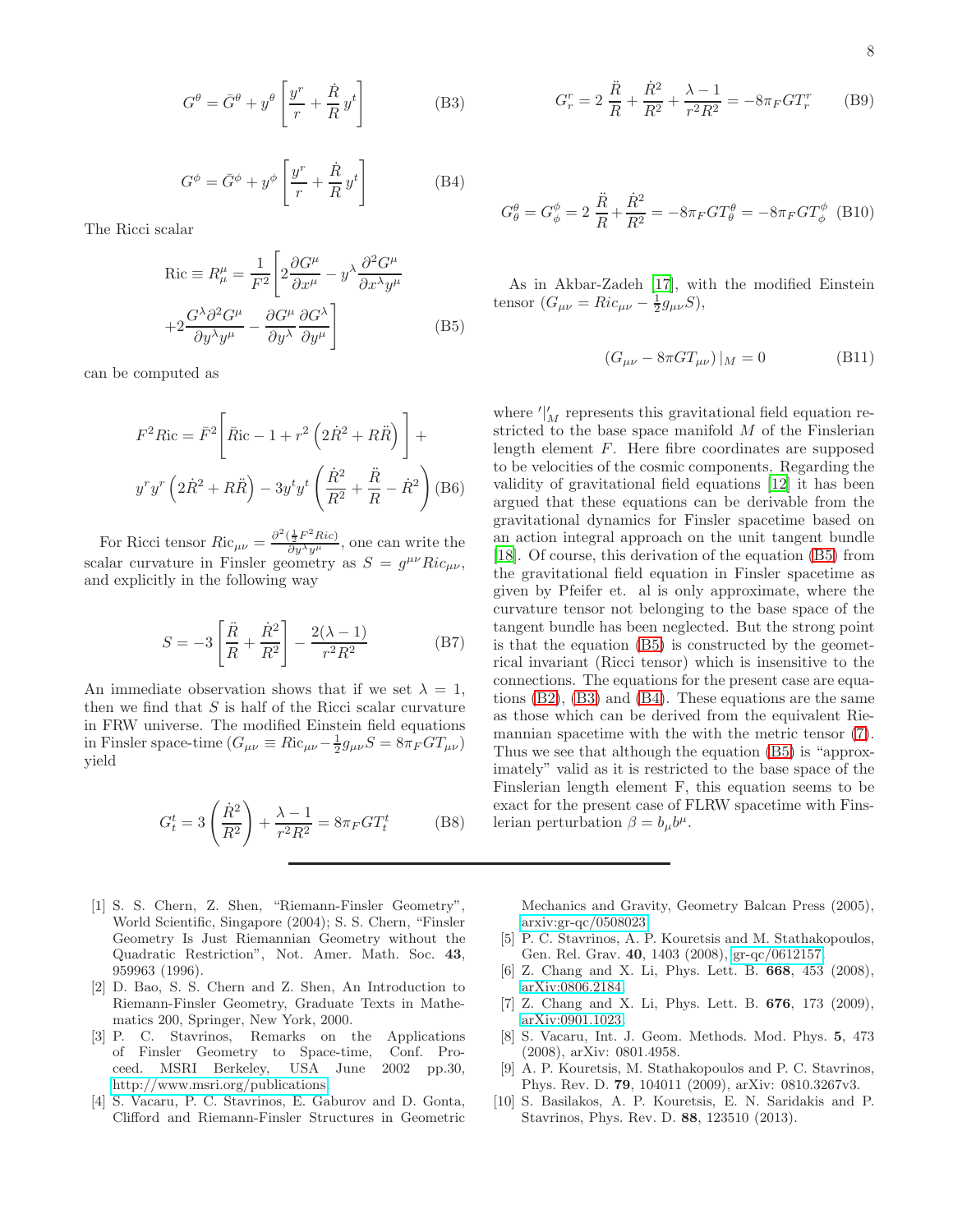$$G^\theta = \bar{G}^\theta + y^\theta \left[ \frac{y^r}{r} + \frac{\dot{R}}{R} y^t \right] \tag{B3}$$

$$G^\phi = \bar{G}^\phi + y^\phi \left[ \frac{y^r}{r} + \frac{\dot{R}}{R} y^t \right] \tag{B4}$$

The Ricci scalar

$$\text{Ric} \equiv R^\mu_\mu = \frac{1}{F^2} \left[ 2 \frac{\partial G^\mu}{\partial x^\mu} - y^\lambda \frac{\partial^2 G^\mu}{\partial x^\lambda y^\mu} + 2 \frac{G^\lambda \partial^2 G^\mu}{\partial y^\lambda y^\mu} - \frac{\partial G^\mu}{\partial y^\lambda} \frac{\partial G^\lambda}{\partial y^\mu} \right] \tag{B5}$$

can be computed as

$$F^2 \text{Ric} = \bar{F}^2 \left[ \bar{\text{R}}\text{ic} - 1 + r^2 \left( 2\dot{R}^2 + R\ddot{R} \right) \right] + y^r y^r \left( 2\dot{R}^2 + R\ddot{R} \right) - 3 y^t y^t \left( \frac{\dot{R}^2}{R^2} + \frac{\ddot{R}}{R} - \dot{R}^2 \right) \tag{B6}$$

For Ricci tensor $Ric_{\mu\nu} = \frac{\partial^2 (\frac{1}{2} F^2 Ric)}{\partial y^\lambda y^\mu}$, one can write the scalar curvature in Finsler geometry as $S = g^{\mu\nu} Ric_{\mu\nu}$, and explicitly in the following way

$$S = -3 \left[ \frac{\ddot{R}}{R} + \frac{\dot{R}^2}{R^2} \right] - \frac{2(\lambda - 1)}{r^2 R^2} \tag{B7}$$

An immediate observation shows that if we set $\lambda = 1$, then we find that $S$ is half of the Ricci scalar curvature in FRW universe. The modified Einstein field equations in Finsler space-time ($G_{\mu\nu} \equiv \text{Ric}_{\mu\nu} - \frac{1}{2} g_{\mu\nu} S = 8\pi_F G T_{\mu\nu}$) yield

$$G^t_t = 3 \left( \frac{\dot{R}^2}{R^2} \right) + \frac{\lambda - 1}{r^2 R^2} = 8\pi_F G T^t_t \tag{B8}$$

$$G^r_r = 2 \frac{\ddot{R}}{R} + \frac{\dot{R}^2}{R^2} + \frac{\lambda - 1}{r^2 R^2} = -8\pi_F G T^r_r \tag{B9}$$

$$G^\theta_\theta = G^\phi_\phi = 2 \frac{\ddot{R}}{R} + \frac{\dot{R}^2}{R^2} = -8\pi_F G T^\theta_\theta = -8\pi_F G T^\phi_\phi \tag{B10}$$

As in Akbar-Zadeh [17], with the modified Einstein tensor ($G_{\mu\nu} = Ric_{\mu\nu} - \frac{1}{2} g_{\mu\nu} S$),

$$\left( G_{\mu\nu} - 8\pi G T_{\mu\nu} \right) |_M = 0 \tag{B11}$$

where $'|'_M$ represents this gravitational field equation restricted to the base space manifold $M$ of the Finslerian length element $F$. Here fibre coordinates are supposed to be velocities of the cosmic components. Regarding the validity of gravitational field equations [12] it has been argued that these equations can be derivable from the gravitational dynamics for Finsler spacetime based on an action integral approach on the unit tangent bundle [18]. Of course, this derivation of the equation (B5) from the gravitational field equation in Finsler spacetime as given by Pfeifer et. al is only approximate, where the curvature tensor not belonging to the base space of the tangent bundle has been neglected. But the strong point is that the equation (B5) is constructed by the geometrical invariant (Ricci tensor) which is insensitive to the connections. The equations for the present case are equations (B2), (B3) and (B4). These equations are the same as those which can be derived from the equivalent Riemannian spacetime with the with the metric tensor (7). Thus we see that although the equation (B5) is "approximately" valid as it is restricted to the base space of the Finslerian length element F, this equation seems to be exact for the present case of FLRW spacetime with Finslerian perturbation $\beta = b_\mu b^\mu$.

---

[1] S. S. Chern, Z. Shen, "Riemann-Finsler Geometry", World Scientific, Singapore (2004); S. S. Chern, "Finsler Geometry Is Just Riemannian Geometry without the Quadratic Restriction", Not. Amer. Math. Soc. **43**, 959963 (1996).

[2] D. Bao, S. S. Chern and Z. Shen, An Introduction to Riemann-Finsler Geometry, Graduate Texts in Mathematics 200, Springer, New York, 2000.

[3] P. C. Stavrinos, Remarks on the Applications of Finsler Geometry to Space-time, Conf. Proceed. MSRI Berkeley, USA June 2002 pp.30, http://www.msri.org/publications

[4] S. Vacaru, P. C. Stavrinos, E. Gaburov and D. Gonta, Clifford and Riemann-Finsler Structures in Geometric Mechanics and Gravity, Geometry Balcan Press (2005), arxiv:gr-qc/0508023

[5] P. C. Stavrinos, A. P. Kouretsis and M. Stathakopoulos, Gen. Rel. Grav. **40**, 1403 (2008), gr-qc/0612157

[6] Z. Chang and X. Li, Phys. Lett. B. **668**, 453 (2008), arXiv:0806.2184

[7] Z. Chang and X. Li, Phys. Lett. B. **676**, 173 (2009), arXiv:0901.1023

[8] S. Vacaru, Int. J. Geom. Methods. Mod. Phys. **5**, 473 (2008), arXiv: 0801.4958.

[9] A. P. Kouretsis, M. Stathakopoulos and P. C. Stavrinos, Phys. Rev. D. **79**, 104011 (2009), arXiv: 0810.3267v3.

[10] S. Basilakos, A. P. Kouretsis, E. N. Saridakis and P. Stavrinos, Phys. Rev. D. **88**, 123510 (2013).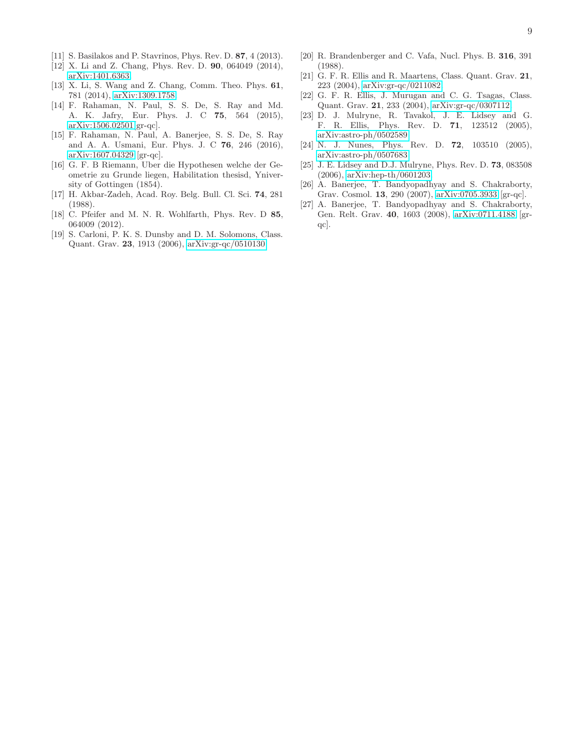[11] S. Basilakos and P. Stavrinos, Phys. Rev. D. **87**, 4 (2013).

[12] X. Li and Z. Chang, Phys. Rev. D. **90**, 064049 (2014), arXiv:1401.6363.

[13] X. Li, S. Wang and Z. Chang, Comm. Theo. Phys. **61**, 781 (2014), arXiv:1309.1758.

[14] F. Rahaman, N. Paul, S. S. De, S. Ray and Md. A. K. Jafry, Eur. Phys. J. C **75**, 564 (2015), arXiv:1506.02501[gr-qc].

[15] F. Rahaman, N. Paul, A. Banerjee, S. S. De, S. Ray and A. A. Usmani, Eur. Phys. J. C **76**, 246 (2016), arXiv:1607.04329 [gr-qc].

[16] G. F. B Riemann, Uber die Hypothesen welche der Geometrie zu Grunde liegen, Habilitation thesisd, Yniversity of Gottingen (1854).

[17] H. Akbar-Zadeh, Acad. Roy. Belg. Bull. Cl. Sci. **74**, 281 (1988).

[18] C. Pfeifer and M. N. R. Wohlfarth, Phys. Rev. D **85**, 064009 (2012).

[19] S. Carloni, P. K. S. Dunsby and D. M. Solomons, Class. Quant. Grav. **23**, 1913 (2006), arXiv:gr-qc/0510130.

[20] R. Brandenberger and C. Vafa, Nucl. Phys. B. **316**, 391 (1988).

[21] G. F. R. Ellis and R. Maartens, Class. Quant. Grav. **21**, 223 (2004), arXiv:gr-qc/0211082.

[22] G. F. R. Ellis, J. Murugan and C. G. Tsagas, Class. Quant. Grav. **21**, 233 (2004), arXiv:gr-qc/0307112.

[23] D. J. Mulryne, R. Tavakol, J. E. Lidsey and G. F. R. Ellis, Phys. Rev. D. **71**, 123512 (2005), arXiv:astro-ph/0502589.

[24] N. J. Nunes, Phys. Rev. D. **72**, 103510 (2005), arXiv:astro-ph/0507683.

[25] J. E. Lidsey and D.J. Mulryne, Phys. Rev. D. **73**, 083508 (2006), arXiv:hep-th/0601203.

[26] A. Banerjee, T. Bandyopadhyay and S. Chakraborty, Grav. Cosmol. **13**, 290 (2007), arXiv:0705.3933 [gr-qc].

[27] A. Banerjee, T. Bandyopadhyay and S. Chakraborty, Gen. Relt. Grav. **40**, 1603 (2008), arXiv:0711.4188 [gr-qc].